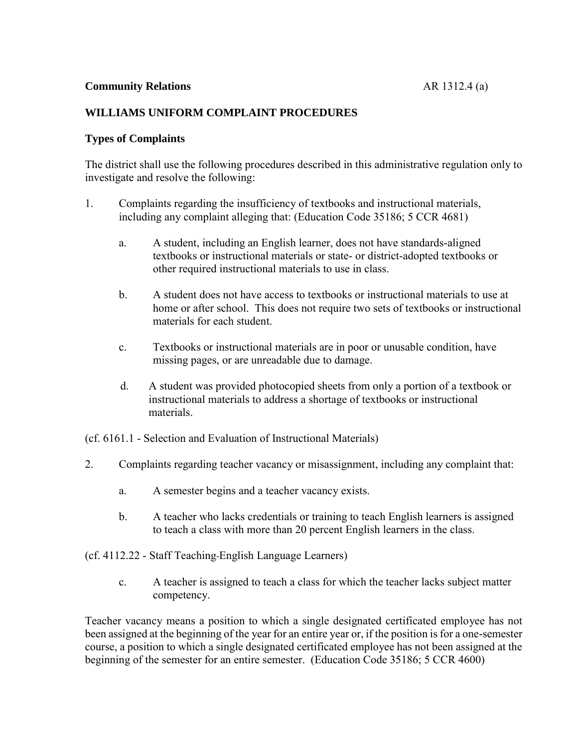**Community Relations** AR 1312.4 (a)

## WILLIAMS UNIFORM COMPLAINT PROCEDURES

### Types of Complaints

The district shall use the following procedures described in this administrative regulation only to investigate and resolve the following:

1. Complaints regarding the insufficiency of textbooks and instructional materials, including any complaint alleging that: (Education Code 35186; 5 CCR 4681)

   a. A student, including an English learner, does not have standards-aligned textbooks or instructional materials or state- or district-adopted textbooks or other required instructional materials to use in class.

   b. A student does not have access to textbooks or instructional materials to use at home or after school. This does not require two sets of textbooks or instructional materials for each student.

   c. Textbooks or instructional materials are in poor or unusable condition, have missing pages, or are unreadable due to damage.

   d. A student was provided photocopied sheets from only a portion of a textbook or instructional materials to address a shortage of textbooks or instructional materials.

(cf. 6161.1 - Selection and Evaluation of Instructional Materials)

2. Complaints regarding teacher vacancy or misassignment, including any complaint that:

   a. A semester begins and a teacher vacancy exists.

   b. A teacher who lacks credentials or training to teach English learners is assigned to teach a class with more than 20 percent English learners in the class.

(cf. 4112.22 - Staff Teaching English Language Learners)

   c. A teacher is assigned to teach a class for which the teacher lacks subject matter competency.

Teacher vacancy means a position to which a single designated certificated employee has not been assigned at the beginning of the year for an entire year or, if the position is for a one-semester course, a position to which a single designated certificated employee has not been assigned at the beginning of the semester for an entire semester. (Education Code 35186; 5 CCR 4600)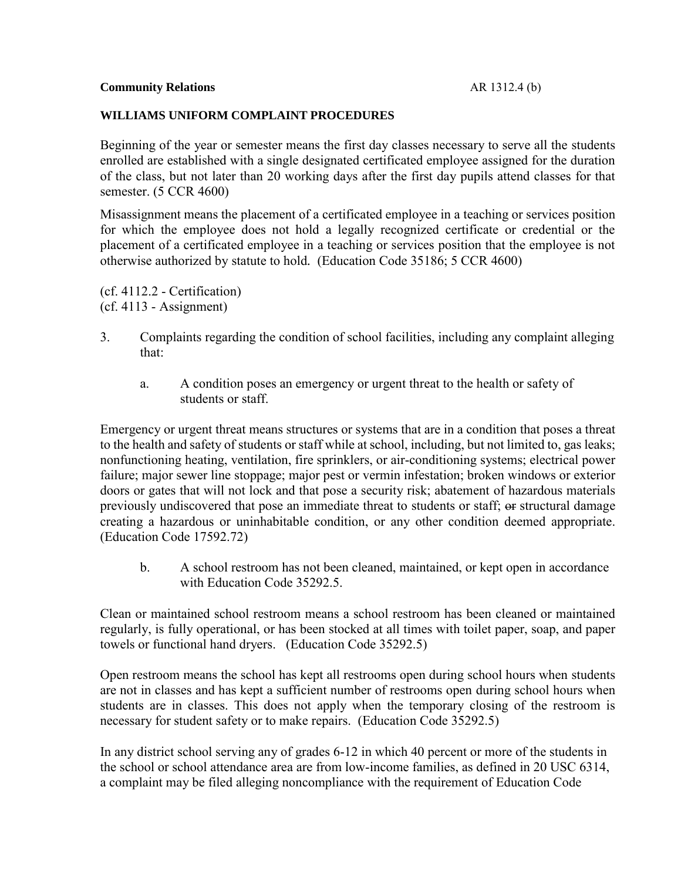**Community Relations** AR 1312.4 (b)

**WILLIAMS UNIFORM COMPLAINT PROCEDURES**

Beginning of the year or semester means the first day classes necessary to serve all the students enrolled are established with a single designated certificated employee assigned for the duration of the class, but not later than 20 working days after the first day pupils attend classes for that semester. (5 CCR 4600)

Misassignment means the placement of a certificated employee in a teaching or services position for which the employee does not hold a legally recognized certificate or credential or the placement of a certificated employee in a teaching or services position that the employee is not otherwise authorized by statute to hold. (Education Code 35186; 5 CCR 4600)

(cf. 4112.2 - Certification)
(cf. 4113 - Assignment)

3. Complaints regarding the condition of school facilities, including any complaint alleging that:

   a. A condition poses an emergency or urgent threat to the health or safety of students or staff.

Emergency or urgent threat means structures or systems that are in a condition that poses a threat to the health and safety of students or staff while at school, including, but not limited to, gas leaks; nonfunctioning heating, ventilation, fire sprinklers, or air-conditioning systems; electrical power failure; major sewer line stoppage; major pest or vermin infestation; broken windows or exterior doors or gates that will not lock and that pose a security risk; abatement of hazardous materials previously undiscovered that pose an immediate threat to students or staff; ~~or~~ structural damage creating a hazardous or uninhabitable condition, or any other condition deemed appropriate. (Education Code 17592.72)

   b. A school restroom has not been cleaned, maintained, or kept open in accordance with Education Code 35292.5.

Clean or maintained school restroom means a school restroom has been cleaned or maintained regularly, is fully operational, or has been stocked at all times with toilet paper, soap, and paper towels or functional hand dryers. (Education Code 35292.5)

Open restroom means the school has kept all restrooms open during school hours when students are not in classes and has kept a sufficient number of restrooms open during school hours when students are in classes. This does not apply when the temporary closing of the restroom is necessary for student safety or to make repairs. (Education Code 35292.5)

In any district school serving any of grades 6-12 in which 40 percent or more of the students in the school or school attendance area are from low-income families, as defined in 20 USC 6314, a complaint may be filed alleging noncompliance with the requirement of Education Code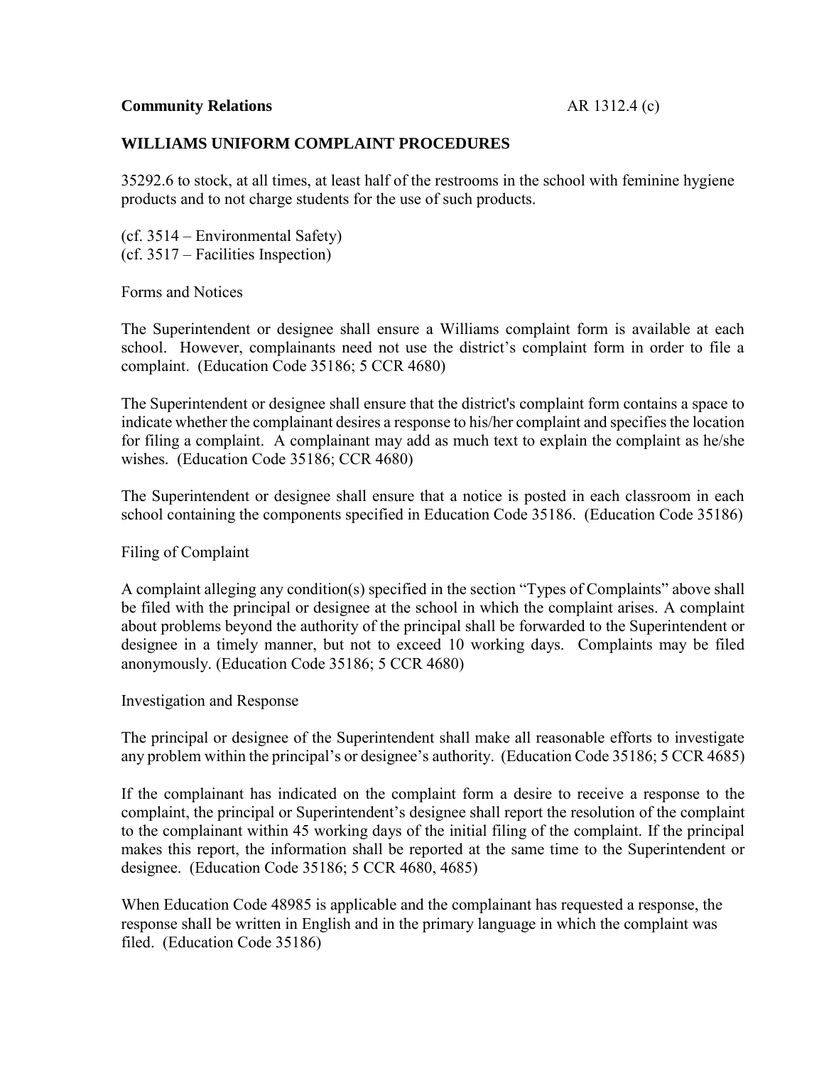35292.6 to stock, at all times, at least half of the restrooms in the school with feminine hygiene products and to not charge students for the use of such products.

(cf. 3514 – Environmental Safety)
(cf. 3517 – Facilities Inspection)

Forms and Notices

The Superintendent or designee shall ensure a Williams complaint form is available at each school. However, complainants need not use the district's complaint form in order to file a complaint. (Education Code 35186; 5 CCR 4680)

The Superintendent or designee shall ensure that the district's complaint form contains a space to indicate whether the complainant desires a response to his/her complaint and specifies the location for filing a complaint. A complainant may add as much text to explain the complaint as he/she wishes. (Education Code 35186; CCR 4680)

The Superintendent or designee shall ensure that a notice is posted in each classroom in each school containing the components specified in Education Code 35186. (Education Code 35186)

Filing of Complaint

A complaint alleging any condition(s) specified in the section "Types of Complaints" above shall be filed with the principal or designee at the school in which the complaint arises. A complaint about problems beyond the authority of the principal shall be forwarded to the Superintendent or designee in a timely manner, but not to exceed 10 working days. Complaints may be filed anonymously. (Education Code 35186; 5 CCR 4680)

Investigation and Response

The principal or designee of the Superintendent shall make all reasonable efforts to investigate any problem within the principal's or designee's authority. (Education Code 35186; 5 CCR 4685)

If the complainant has indicated on the complaint form a desire to receive a response to the complaint, the principal or Superintendent's designee shall report the resolution of the complaint to the complainant within 45 working days of the initial filing of the complaint. If the principal makes this report, the information shall be reported at the same time to the Superintendent or designee. (Education Code 35186; 5 CCR 4680, 4685)

When Education Code 48985 is applicable and the complainant has requested a response, the response shall be written in English and in the primary language in which the complaint was filed. (Education Code 35186)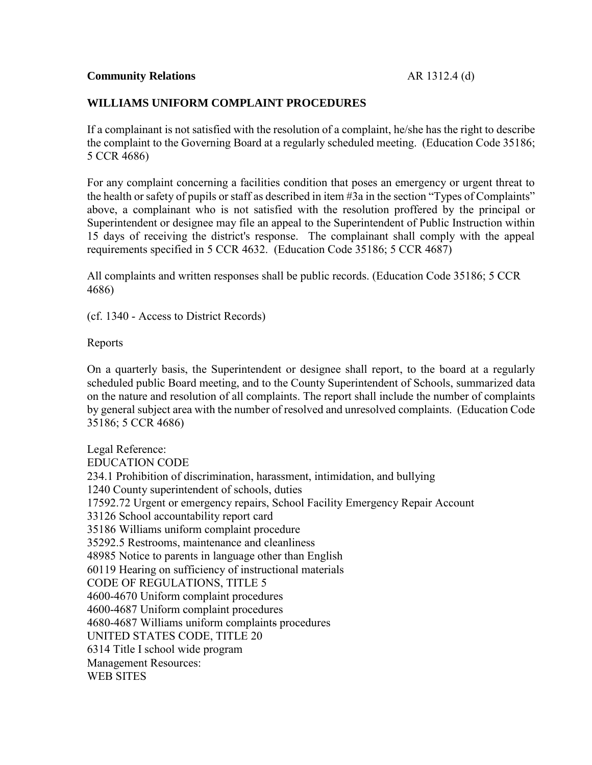**Community Relations** AR 1312.4 (d)

**WILLIAMS UNIFORM COMPLAINT PROCEDURES**

If a complainant is not satisfied with the resolution of a complaint, he/she has the right to describe the complaint to the Governing Board at a regularly scheduled meeting. (Education Code 35186; 5 CCR 4686)

For any complaint concerning a facilities condition that poses an emergency or urgent threat to the health or safety of pupils or staff as described in item #3a in the section "Types of Complaints" above, a complainant who is not satisfied with the resolution proffered by the principal or Superintendent or designee may file an appeal to the Superintendent of Public Instruction within 15 days of receiving the district's response. The complainant shall comply with the appeal requirements specified in 5 CCR 4632. (Education Code 35186; 5 CCR 4687)

All complaints and written responses shall be public records. (Education Code 35186; 5 CCR 4686)

(cf. 1340 - Access to District Records)

Reports

On a quarterly basis, the Superintendent or designee shall report, to the board at a regularly scheduled public Board meeting, and to the County Superintendent of Schools, summarized data on the nature and resolution of all complaints. The report shall include the number of complaints by general subject area with the number of resolved and unresolved complaints. (Education Code 35186; 5 CCR 4686)

Legal Reference:
EDUCATION CODE
234.1 Prohibition of discrimination, harassment, intimidation, and bullying
1240 County superintendent of schools, duties
17592.72 Urgent or emergency repairs, School Facility Emergency Repair Account
33126 School accountability report card
35186 Williams uniform complaint procedure
35292.5 Restrooms, maintenance and cleanliness
48985 Notice to parents in language other than English
60119 Hearing on sufficiency of instructional materials
CODE OF REGULATIONS, TITLE 5
4600-4670 Uniform complaint procedures
4600-4687 Uniform complaint procedures
4680-4687 Williams uniform complaints procedures
UNITED STATES CODE, TITLE 20
6314 Title I school wide program
Management Resources:
WEB SITES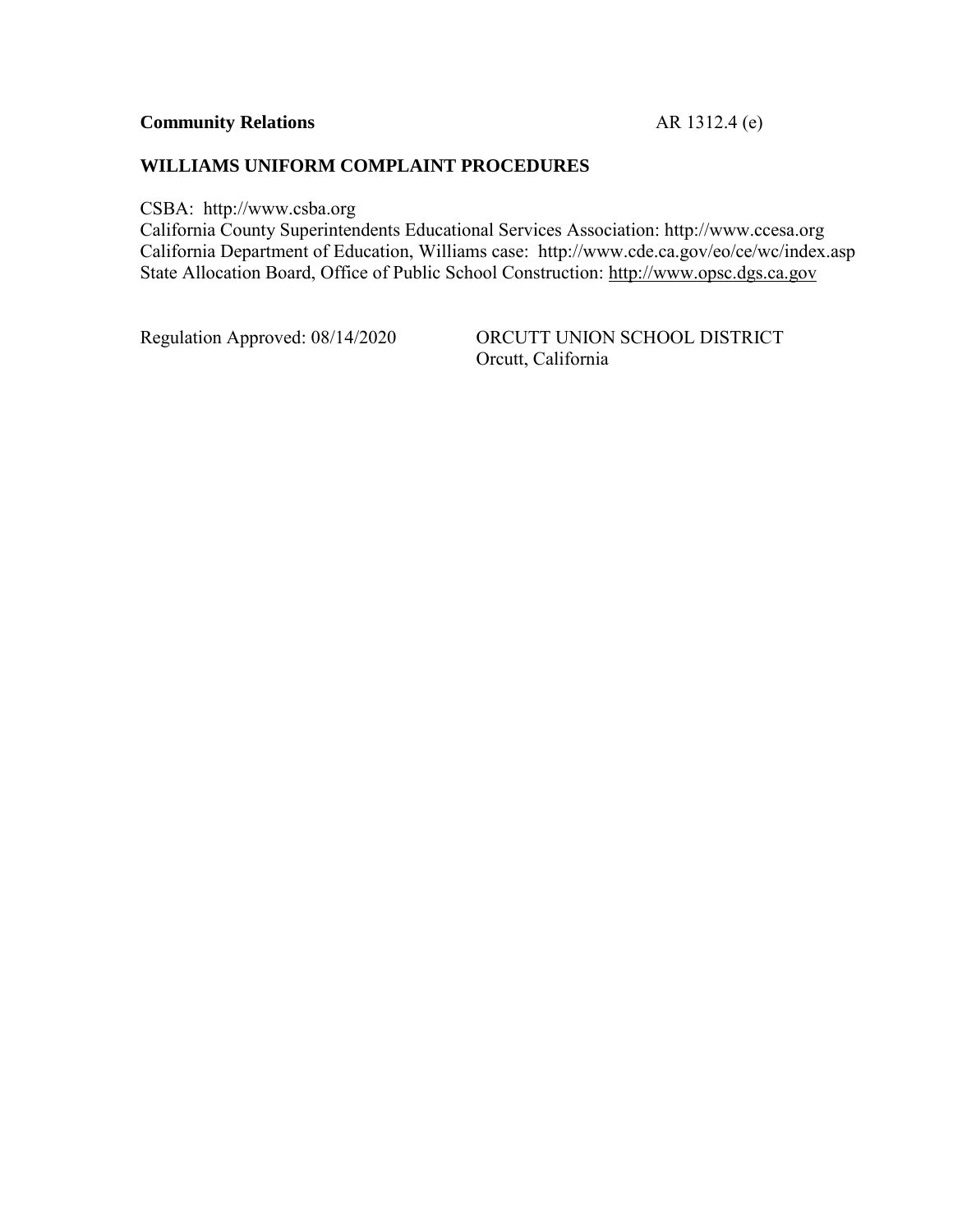**Community Relations** AR 1312.4 (e)

**WILLIAMS UNIFORM COMPLAINT PROCEDURES**

CSBA: http://www.csba.org
California County Superintendents Educational Services Association: http://www.ccesa.org
California Department of Education, Williams case: http://www.cde.ca.gov/eo/ce/wc/index.asp
State Allocation Board, Office of Public School Construction: http://www.opsc.dgs.ca.gov

Regulation Approved: 08/14/2020

ORCUTT UNION SCHOOL DISTRICT
Orcutt, California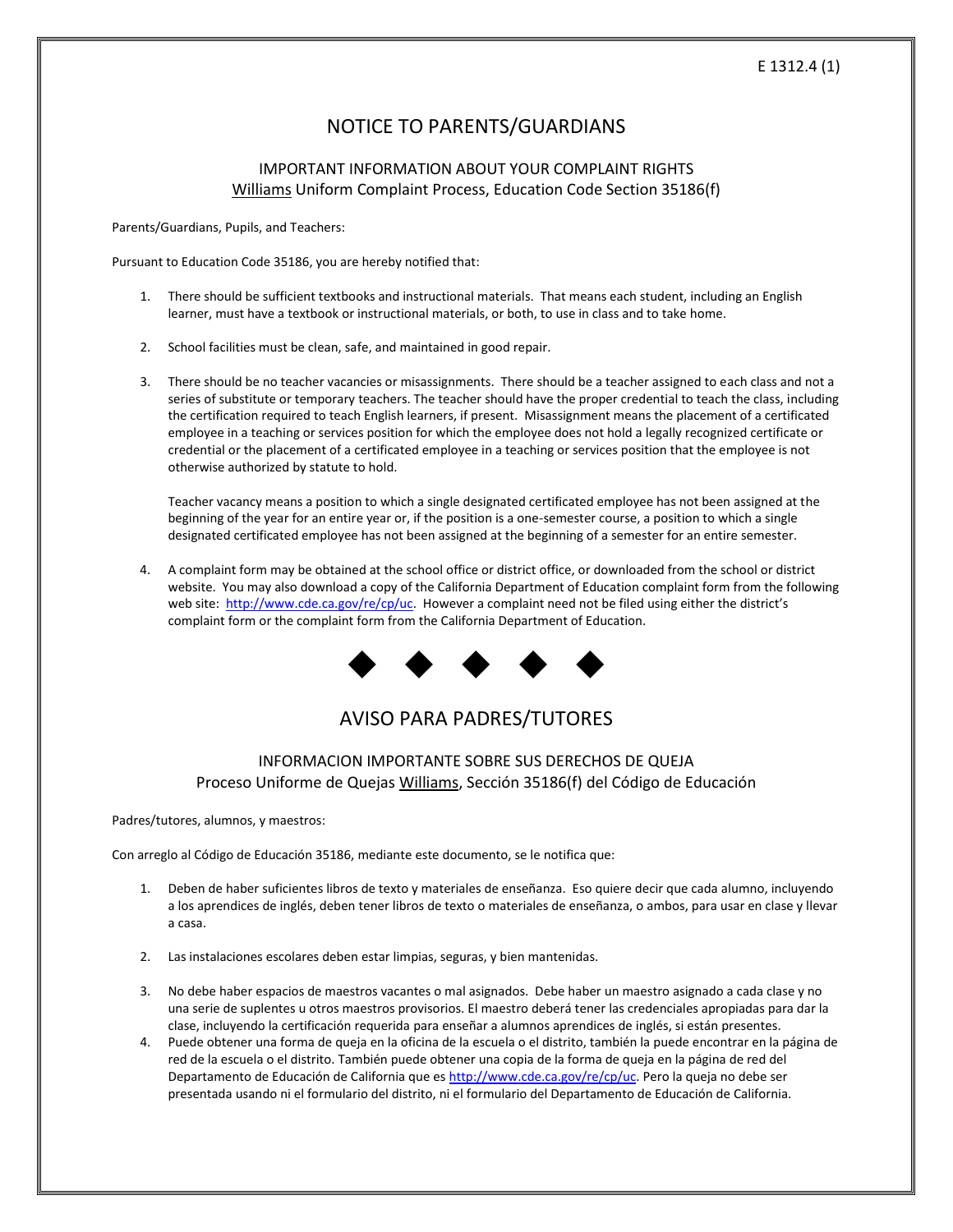E 1312.4 (1)

# NOTICE TO PARENTS/GUARDIANS

## IMPORTANT INFORMATION ABOUT YOUR COMPLAINT RIGHTS
## Williams Uniform Complaint Process, Education Code Section 35186(f)

Parents/Guardians, Pupils, and Teachers:

Pursuant to Education Code 35186, you are hereby notified that:

1. There should be sufficient textbooks and instructional materials. That means each student, including an English learner, must have a textbook or instructional materials, or both, to use in class and to take home.

2. School facilities must be clean, safe, and maintained in good repair.

3. There should be no teacher vacancies or misassignments. There should be a teacher assigned to each class and not a series of substitute or temporary teachers. The teacher should have the proper credential to teach the class, including the certification required to teach English learners, if present. Misassignment means the placement of a certificated employee in a teaching or services position for which the employee does not hold a legally recognized certificate or credential or the placement of a certificated employee in a teaching or services position that the employee is not otherwise authorized by statute to hold.

   Teacher vacancy means a position to which a single designated certificated employee has not been assigned at the beginning of the year for an entire year or, if the position is a one-semester course, a position to which a single designated certificated employee has not been assigned at the beginning of a semester for an entire semester.

4. A complaint form may be obtained at the school office or district office, or downloaded from the school or district website. You may also download a copy of the California Department of Education complaint form from the following web site: http://www.cde.ca.gov/re/cp/uc. However a complaint need not be filed using either the district's complaint form or the complaint form from the California Department of Education.

◆ ◆ ◆ ◆ ◆

# AVISO PARA PADRES/TUTORES

## INFORMACION IMPORTANTE SOBRE SUS DERECHOS DE QUEJA
## Proceso Uniforme de Quejas Williams, Sección 35186(f) del Código de Educación

Padres/tutores, alumnos, y maestros:

Con arreglo al Código de Educación 35186, mediante este documento, se le notifica que:

1. Deben de haber suficientes libros de texto y materiales de enseñanza. Eso quiere decir que cada alumno, incluyendo a los aprendices de inglés, deben tener libros de texto o materiales de enseñanza, o ambos, para usar en clase y llevar a casa.

2. Las instalaciones escolares deben estar limpias, seguras, y bien mantenidas.

3. No debe haber espacios de maestros vacantes o mal asignados. Debe haber un maestro asignado a cada clase y no una serie de suplentes u otros maestros provisorios. El maestro deberá tener las credenciales apropiadas para dar la clase, incluyendo la certificación requerida para enseñar a alumnos aprendices de inglés, si están presentes.
4. Puede obtener una forma de queja en la oficina de la escuela o el distrito, también la puede encontrar en la página de red de la escuela o el distrito. También puede obtener una copia de la forma de queja en la página de red del Departamento de Educación de California que es http://www.cde.ca.gov/re/cp/uc. Pero la queja no debe ser presentada usando ni el formulario del distrito, ni el formulario del Departamento de Educación de California.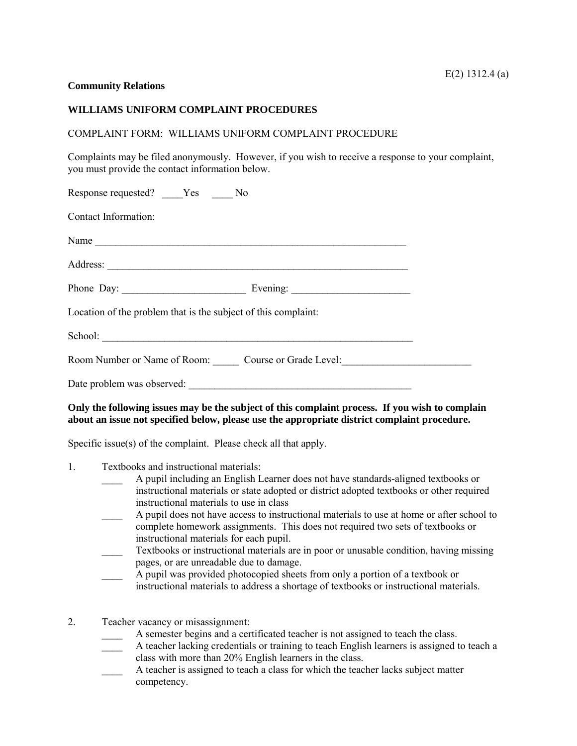E(2) 1312.4 (a)

**Community Relations**

**WILLIAMS UNIFORM COMPLAINT PROCEDURES**

COMPLAINT FORM: WILLIAMS UNIFORM COMPLAINT PROCEDURE

Complaints may be filed anonymously. However, if you wish to receive a response to your complaint, you must provide the contact information below.

Response requested? ____Yes ____ No

Contact Information:

Name _______________________________________________________________

Address: ____________________________________________________________

Phone Day: ________________________ Evening: _______________________

Location of the problem that is the subject of this complaint:

School: _____________________________________________________________

Room Number or Name of Room: _____ Course or Grade Level:_________________________

Date problem was observed: ____________________________________________

**Only the following issues may be the subject of this complaint process. If you wish to complain about an issue not specified below, please use the appropriate district complaint procedure.**

Specific issue(s) of the complaint. Please check all that apply.

1. Textbooks and instructional materials:
   - ____ A pupil including an English Learner does not have standards-aligned textbooks or instructional materials or state adopted or district adopted textbooks or other required instructional materials to use in class
   - ____ A pupil does not have access to instructional materials to use at home or after school to complete homework assignments. This does not required two sets of textbooks or instructional materials for each pupil.
   - ____ Textbooks or instructional materials are in poor or unusable condition, having missing pages, or are unreadable due to damage.
   - ____ A pupil was provided photocopied sheets from only a portion of a textbook or instructional materials to address a shortage of textbooks or instructional materials.

2. Teacher vacancy or misassignment:
   - ____ A semester begins and a certificated teacher is not assigned to teach the class.
   - ____ A teacher lacking credentials or training to teach English learners is assigned to teach a class with more than 20% English learners in the class.
   - ____ A teacher is assigned to teach a class for which the teacher lacks subject matter competency.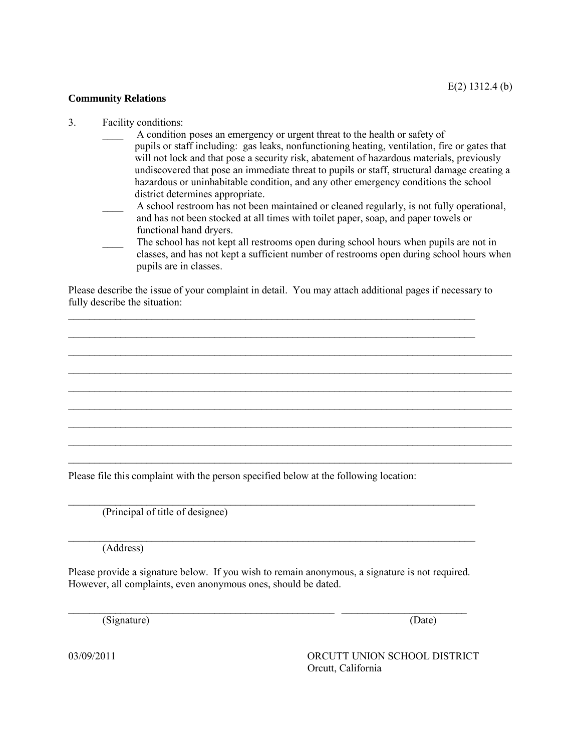**Community Relations**

3. Facility conditions:

   ____ A condition poses an emergency or urgent threat to the health or safety of pupils or staff including: gas leaks, nonfunctioning heating, ventilation, fire or gates that will not lock and that pose a security risk, abatement of hazardous materials, previously undiscovered that pose an immediate threat to pupils or staff, structural damage creating a hazardous or uninhabitable condition, and any other emergency conditions the school district determines appropriate.

   ____ A school restroom has not been maintained or cleaned regularly, is not fully operational, and has not been stocked at all times with toilet paper, soap, and paper towels or functional hand dryers.

   ____ The school has not kept all restrooms open during school hours when pupils are not in classes, and has not kept a sufficient number of restrooms open during school hours when pupils are in classes.

Please describe the issue of your complaint in detail. You may attach additional pages if necessary to fully describe the situation:

________________________________________________________________________

________________________________________________________________________

________________________________________________________________________

________________________________________________________________________

________________________________________________________________________

________________________________________________________________________

________________________________________________________________________

________________________________________________________________________

________________________________________________________________________

Please file this complaint with the person specified below at the following location:

________________________________________________________________________

(Principal of title of designee)

________________________________________________________________________

(Address)

Please provide a signature below. If you wish to remain anonymous, a signature is not required. However, all complaints, even anonymous ones, should be dated.

______________________________________________ ______________________

(Signature) (Date)

03/09/2011

ORCUTT UNION SCHOOL DISTRICT
Orcutt, California